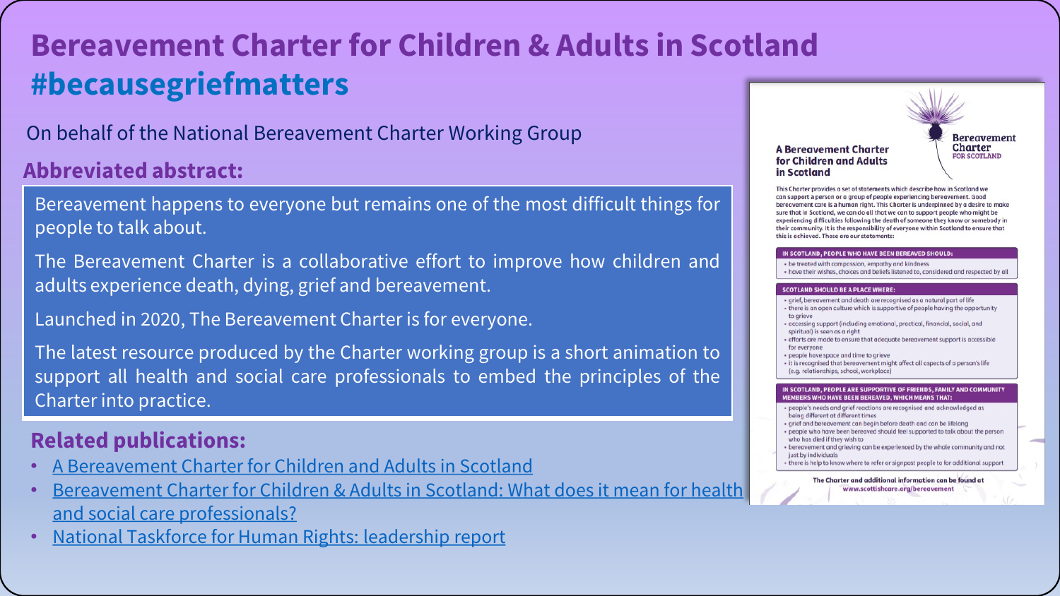# Bereavement Charter for Children & Adults in Scotland #becausegriefmatters

On behalf of the National Bereavement Charter Working Group

## Abbreviated abstract:

Bereavement happens to everyone but remains one of the most difficult things for people to talk about.

The Bereavement Charter is a collaborative effort to improve how children and adults experience death, dying, grief and bereavement.

Launched in 2020, The Bereavement Charter is for everyone.

The latest resource produced by the Charter working group is a short animation to support all health and social care professionals to embed the principles of the Charter into practice.

## Related publications:

- A Bereavement Charter for Children and Adults in Scotland
- Bereavement Charter for Children & Adults in Scotland: What does it mean for health and social care professionals?
- National Taskforce for Human Rights: leadership report

### A Bereavement Charter for Children and Adults in Scotland

Bereavement Charter FOR SCOTLAND

This Charter provides a set of statements which describe how in Scotland we can support a person or a group of people experiencing bereavement. Good bereavement care is a human right. This Charter is underpinned by a desire to make sure that in Scotland, we can do all that we can to support people who might be experiencing difficulties following the death of someone they know or somebody in their community. It is the responsibility of everyone within Scotland to ensure that this is achieved. These are our statements:

**IN SCOTLAND, PEOPLE WHO HAVE BEEN BEREAVED SHOULD:**

- be treated with compassion, empathy and kindness
- have their wishes, choices and beliefs listened to, considered and respected by all

**SCOTLAND SHOULD BE A PLACE WHERE:**

- grief, bereavement and death are recognised as a natural part of life
- there is an open culture which is supportive of people having the opportunity to grieve
- accessing support (including emotional, practical, financial, social, and spiritual) is seen as a right
- efforts are made to ensure that adequate bereavement support is accessible for everyone
- people have space and time to grieve
- it is recognised that bereavement might affect all aspects of a person's life (e.g. relationships, school, workplace)

**IN SCOTLAND, PEOPLE ARE SUPPORTIVE OF FRIENDS, FAMILY AND COMMUNITY MEMBERS WHO HAVE BEEN BEREAVED, WHICH MEANS THAT:**

- people's needs and grief reactions are recognised and acknowledged as being different at different times
- grief and bereavement can begin before death and can be lifelong
- people who have been bereaved should feel supported to talk about the person who has died if they wish to
- bereavement and grieving can be experienced by the whole community and not just by individuals
- there is help to know where to refer or signpost people to for additional support

The Charter and additional information can be found at www.scottishcare.org/bereavement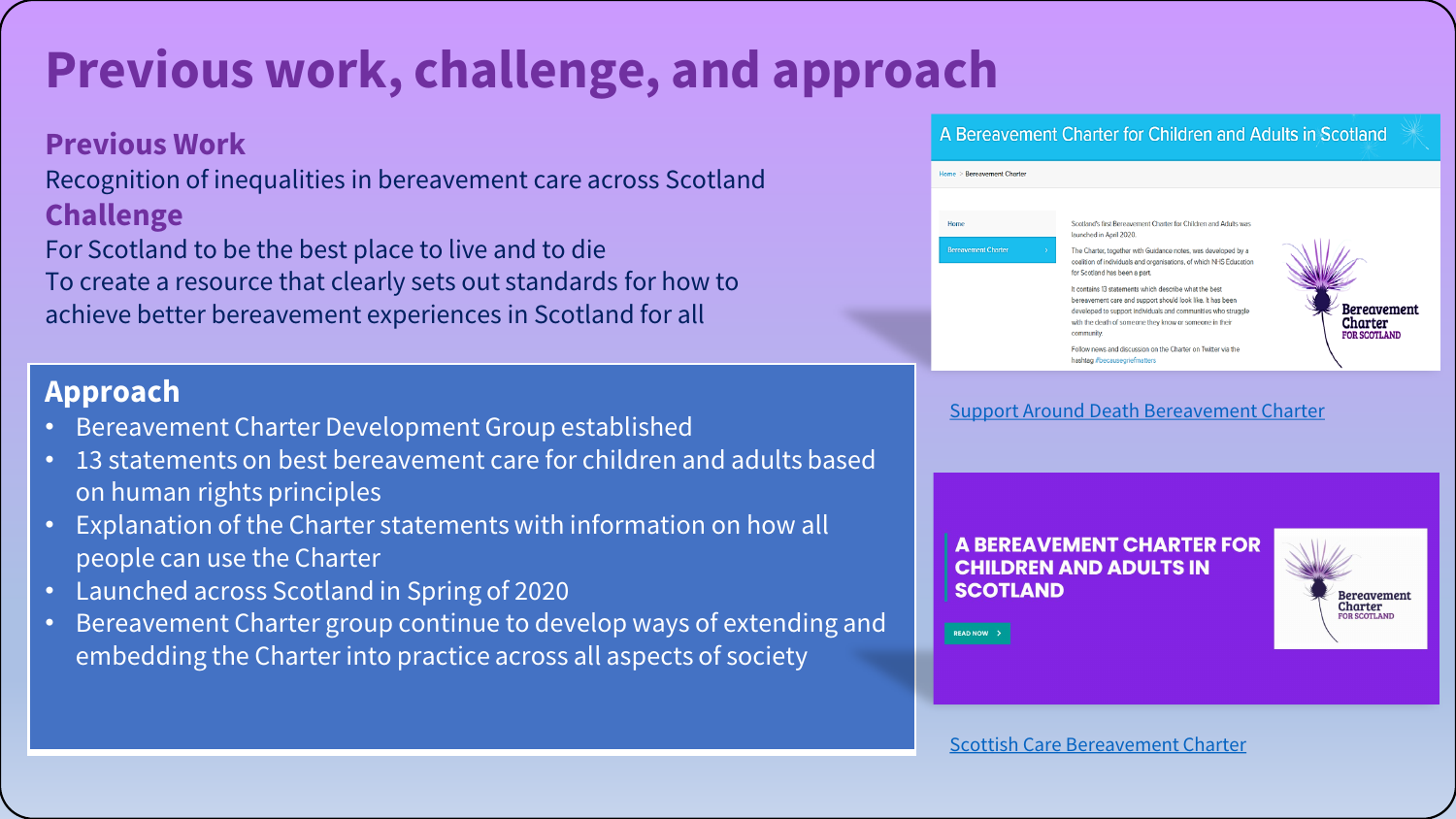# Previous work, challenge, and approach

## Previous Work

Recognition of inequalities in bereavement care across Scotland

## Challenge

For Scotland to be the best place to live and to die

To create a resource that clearly sets out standards for how to achieve better bereavement experiences in Scotland for all

## Approach

- Bereavement Charter Development Group established
- 13 statements on best bereavement care for children and adults based on human rights principles
- Explanation of the Charter statements with information on how all people can use the Charter
- Launched across Scotland in Spring of 2020
- Bereavement Charter group continue to develop ways of extending and embedding the Charter into practice across all aspects of society

A Bereavement Charter for Children and Adults in Scotland

Home > Bereavement Charter

Home

Bereavement Charter

Scotland's first Bereavement Charter for Children and Adults was launched in April 2020.

The Charter, together with Guidance notes, was developed by a coalition of individuals and organisations, of which NHS Education for Scotland has been a part.

It contains 13 statements which describe what the best bereavement care and support should look like. It has been developed to support individuals and communities who struggle with the death of someone they know or someone in their community.

Follow news and discussion on the Charter on Twitter via the hashtag #becausegriefmatters

Bereavement Charter FOR SCOTLAND

Support Around Death Bereavement Charter

A BEREAVEMENT CHARTER FOR CHILDREN AND ADULTS IN SCOTLAND

READ NOW >

Bereavement Charter FOR SCOTLAND

Scottish Care Bereavement Charter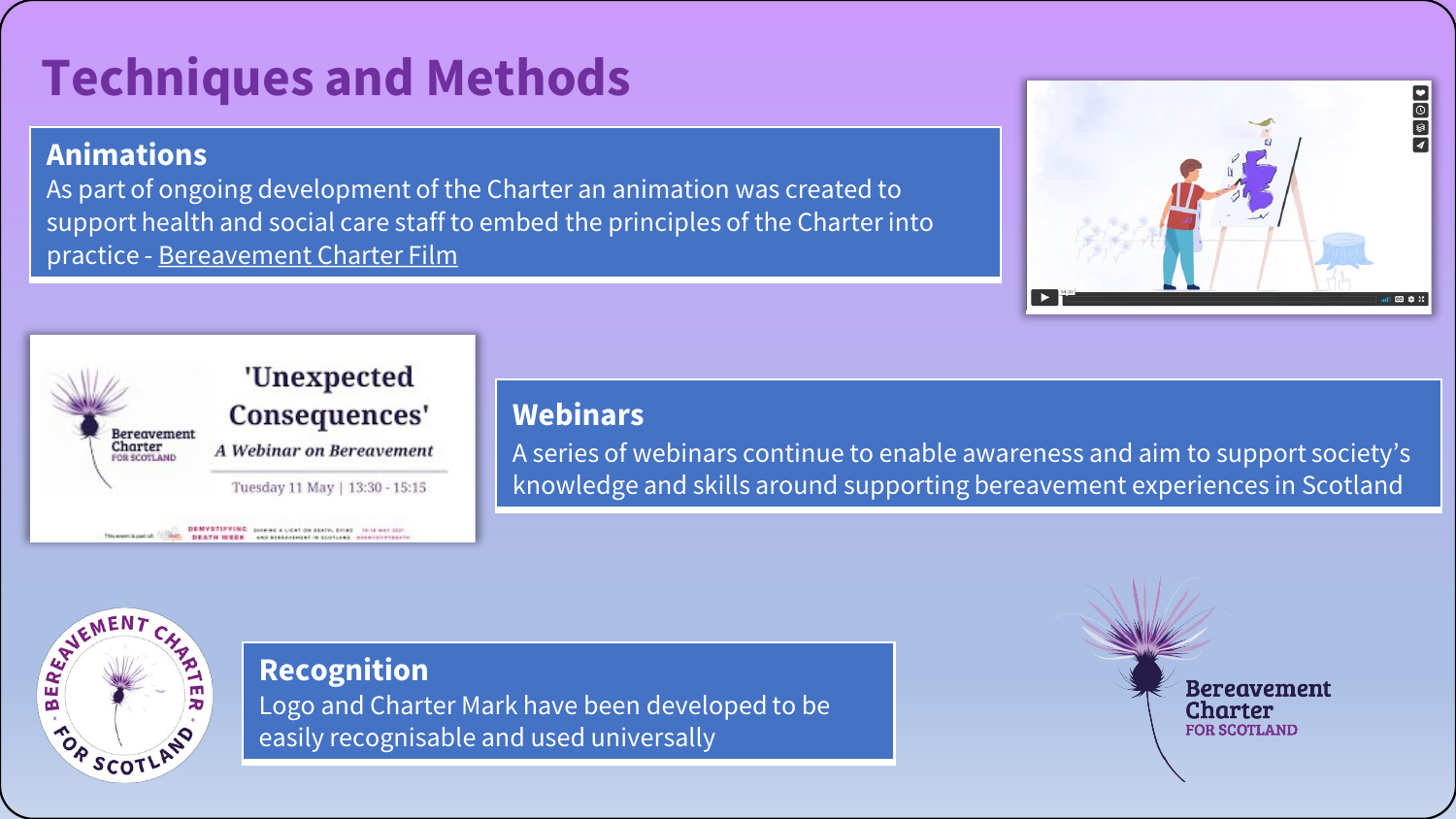# Techniques and Methods

## Animations

As part of ongoing development of the Charter an animation was created to support health and social care staff to embed the principles of the Charter into practice - Bereavement Charter Film

## Webinars

A series of webinars continue to enable awareness and aim to support society's knowledge and skills around supporting bereavement experiences in Scotland

## Recognition

Logo and Charter Mark have been developed to be easily recognisable and used universally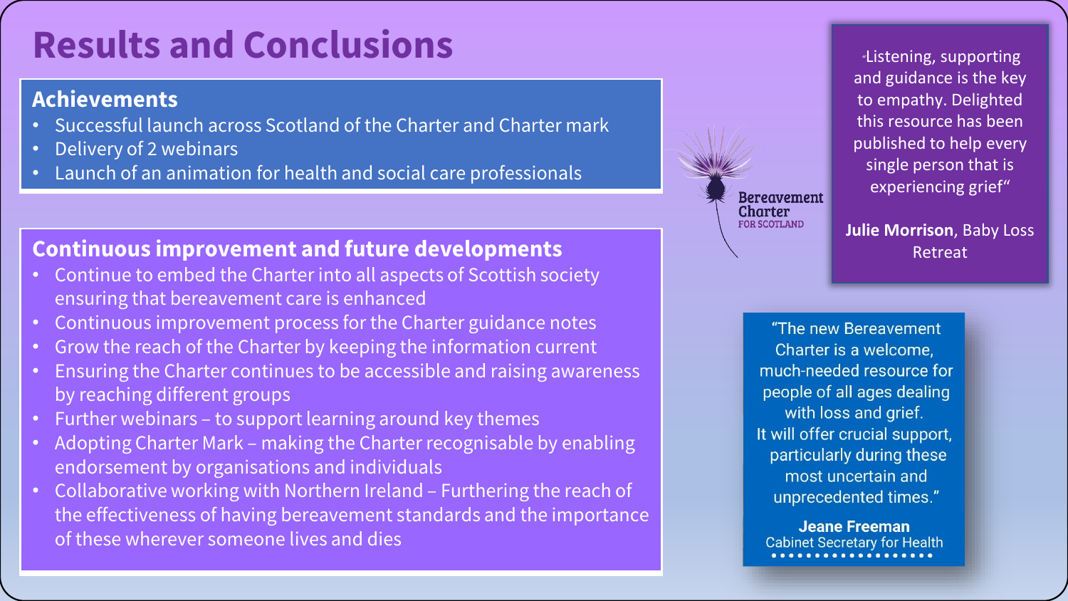# Results and Conclusions

## Achievements

- Successful launch across Scotland of the Charter and Charter mark
- Delivery of 2 webinars
- Launch of an animation for health and social care professionals

## Continuous improvement and future developments

- Continue to embed the Charter into all aspects of Scottish society ensuring that bereavement care is enhanced
- Continuous improvement process for the Charter guidance notes
- Grow the reach of the Charter by keeping the information current
- Ensuring the Charter continues to be accessible and raising awareness by reaching different groups
- Further webinars – to support learning around key themes
- Adopting Charter Mark – making the Charter recognisable by enabling endorsement by organisations and individuals
- Collaborative working with Northern Ireland – Furthering the reach of the effectiveness of having bereavement standards and the importance of these wherever someone lives and dies

Bereavement Charter FOR SCOTLAND

"Listening, supporting and guidance is the key to empathy. Delighted this resource has been published to help every single person that is experiencing grief"

**Julie Morrison**, Baby Loss Retreat

"The new Bereavement Charter is a welcome, much-needed resource for people of all ages dealing with loss and grief. It will offer crucial support, particularly during these most uncertain and unprecedented times."

**Jeane Freeman**
Cabinet Secretary for Health